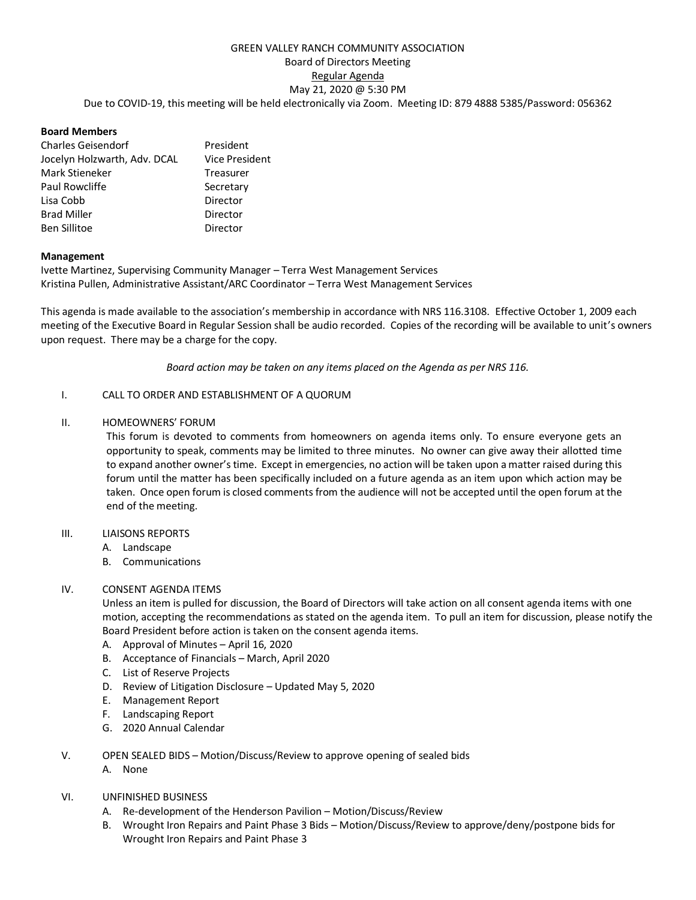GREEN VALLEY RANCH COMMUNITY ASSOCIATION
Board of Directors Meeting
Regular Agenda
May 21, 2020 @ 5:30 PM
Due to COVID-19, this meeting will be held electronically via Zoom. Meeting ID: 879 4888 5385/Password: 056362

**Board Members**

| | |
|---|---|
| Charles Geisendorf | President |
| Jocelyn Holzwarth, Adv. DCAL | Vice President |
| Mark Stieneker | Treasurer |
| Paul Rowcliffe | Secretary |
| Lisa Cobb | Director |
| Brad Miller | Director |
| Ben Sillitoe | Director |

**Management**

Ivette Martinez, Supervising Community Manager – Terra West Management Services
Kristina Pullen, Administrative Assistant/ARC Coordinator – Terra West Management Services

This agenda is made available to the association's membership in accordance with NRS 116.3108. Effective October 1, 2009 each meeting of the Executive Board in Regular Session shall be audio recorded. Copies of the recording will be available to unit's owners upon request. There may be a charge for the copy.

*Board action may be taken on any items placed on the Agenda as per NRS 116.*

I. CALL TO ORDER AND ESTABLISHMENT OF A QUORUM

II. HOMEOWNERS' FORUM
This forum is devoted to comments from homeowners on agenda items only. To ensure everyone gets an opportunity to speak, comments may be limited to three minutes. No owner can give away their allotted time to expand another owner's time. Except in emergencies, no action will be taken upon a matter raised during this forum until the matter has been specifically included on a future agenda as an item upon which action may be taken. Once open forum is closed comments from the audience will not be accepted until the open forum at the end of the meeting.

III. LIAISONS REPORTS
   A. Landscape
   B. Communications

IV. CONSENT AGENDA ITEMS
Unless an item is pulled for discussion, the Board of Directors will take action on all consent agenda items with one motion, accepting the recommendations as stated on the agenda item. To pull an item for discussion, please notify the Board President before action is taken on the consent agenda items.
   A. Approval of Minutes – April 16, 2020
   B. Acceptance of Financials – March, April 2020
   C. List of Reserve Projects
   D. Review of Litigation Disclosure – Updated May 5, 2020
   E. Management Report
   F. Landscaping Report
   G. 2020 Annual Calendar

V. OPEN SEALED BIDS – Motion/Discuss/Review to approve opening of sealed bids
   A. None

VI. UNFINISHED BUSINESS
   A. Re-development of the Henderson Pavilion – Motion/Discuss/Review
   B. Wrought Iron Repairs and Paint Phase 3 Bids – Motion/Discuss/Review to approve/deny/postpone bids for Wrought Iron Repairs and Paint Phase 3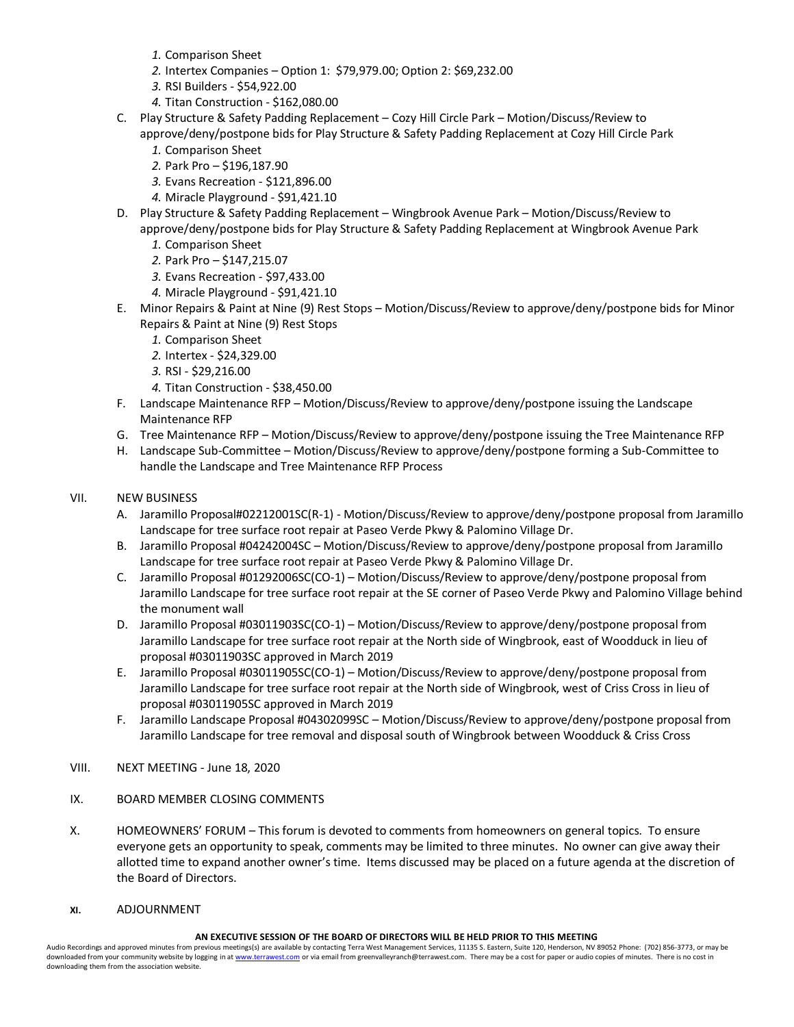1. Comparison Sheet
2. Intertex Companies – Option 1: $79,979.00; Option 2: $69,232.00
3. RSI Builders - $54,922.00
4. Titan Construction - $162,080.00

C. Play Structure & Safety Padding Replacement – Cozy Hill Circle Park – Motion/Discuss/Review to approve/deny/postpone bids for Play Structure & Safety Padding Replacement at Cozy Hill Circle Park
   1. Comparison Sheet
   2. Park Pro – $196,187.90
   3. Evans Recreation - $121,896.00
   4. Miracle Playground - $91,421.10

D. Play Structure & Safety Padding Replacement – Wingbrook Avenue Park – Motion/Discuss/Review to approve/deny/postpone bids for Play Structure & Safety Padding Replacement at Wingbrook Avenue Park
   1. Comparison Sheet
   2. Park Pro – $147,215.07
   3. Evans Recreation - $97,433.00
   4. Miracle Playground - $91,421.10

E. Minor Repairs & Paint at Nine (9) Rest Stops – Motion/Discuss/Review to approve/deny/postpone bids for Minor Repairs & Paint at Nine (9) Rest Stops
   1. Comparison Sheet
   2. Intertex - $24,329.00
   3. RSI - $29,216.00
   4. Titan Construction - $38,450.00

F. Landscape Maintenance RFP – Motion/Discuss/Review to approve/deny/postpone issuing the Landscape Maintenance RFP

G. Tree Maintenance RFP – Motion/Discuss/Review to approve/deny/postpone issuing the Tree Maintenance RFP

H. Landscape Sub-Committee – Motion/Discuss/Review to approve/deny/postpone forming a Sub-Committee to handle the Landscape and Tree Maintenance RFP Process

VII. NEW BUSINESS

A. Jaramillo Proposal#02212001SC(R-1) - Motion/Discuss/Review to approve/deny/postpone proposal from Jaramillo Landscape for tree surface root repair at Paseo Verde Pkwy & Palomino Village Dr.

B. Jaramillo Proposal #04242004SC – Motion/Discuss/Review to approve/deny/postpone proposal from Jaramillo Landscape for tree surface root repair at Paseo Verde Pkwy & Palomino Village Dr.

C. Jaramillo Proposal #01292006SC(CO-1) – Motion/Discuss/Review to approve/deny/postpone proposal from Jaramillo Landscape for tree surface root repair at the SE corner of Paseo Verde Pkwy and Palomino Village behind the monument wall

D. Jaramillo Proposal #03011903SC(CO-1) – Motion/Discuss/Review to approve/deny/postpone proposal from Jaramillo Landscape for tree surface root repair at the North side of Wingbrook, east of Woodduck in lieu of proposal #03011903SC approved in March 2019

E. Jaramillo Proposal #03011905SC(CO-1) – Motion/Discuss/Review to approve/deny/postpone proposal from Jaramillo Landscape for tree surface root repair at the North side of Wingbrook, west of Criss Cross in lieu of proposal #03011905SC approved in March 2019

F. Jaramillo Landscape Proposal #04302099SC – Motion/Discuss/Review to approve/deny/postpone proposal from Jaramillo Landscape for tree removal and disposal south of Wingbrook between Woodduck & Criss Cross

VIII. NEXT MEETING - June 18, 2020

IX. BOARD MEMBER CLOSING COMMENTS

X. HOMEOWNERS' FORUM – This forum is devoted to comments from homeowners on general topics. To ensure everyone gets an opportunity to speak, comments may be limited to three minutes. No owner can give away their allotted time to expand another owner's time. Items discussed may be placed on a future agenda at the discretion of the Board of Directors.

XI. ADJOURNMENT

**AN EXECUTIVE SESSION OF THE BOARD OF DIRECTORS WILL BE HELD PRIOR TO THIS MEETING**

Audio Recordings and approved minutes from previous meetings(s) are available by contacting Terra West Management Services, 11135 S. Eastern, Suite 120, Henderson, NV 89052 Phone: (702) 856-3773, or may be downloaded from your community website by logging in at www.terrawest.com or via email from greenvalleyranch@terrawest.com. There may be a cost for paper or audio copies of minutes. There is no cost in downloading them from the association website.